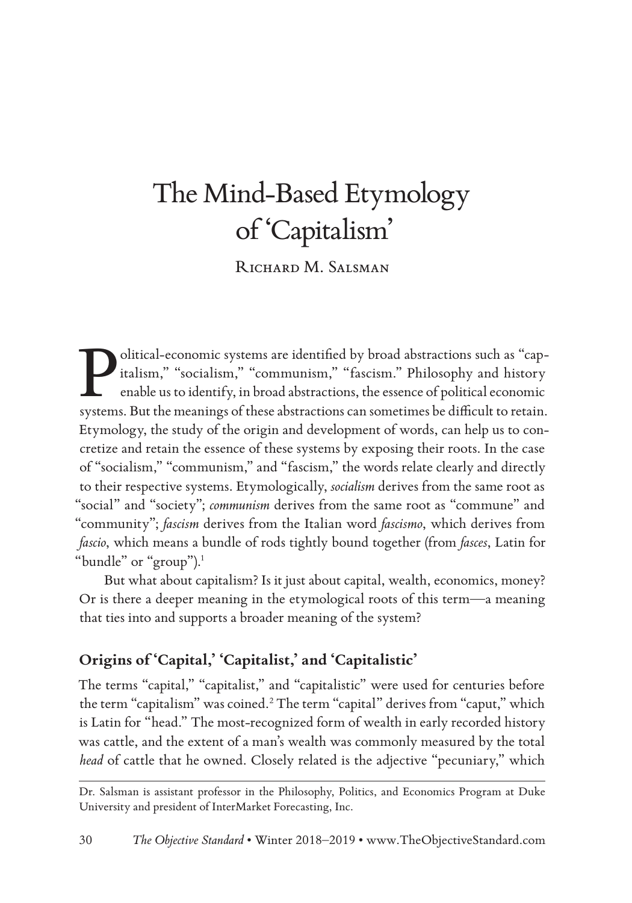# The Mind-Based Etymology of 'Capitalism'

Richard M. Salsman

Political-economic systems are identified by broad abstractions such as "capitalism," "socialism," "communism," "fascism." Philosophy and history enable us to identify, in broad abstractions, the essence of political economic systems. But the meanings of these abstractions can sometimes be difficult to retain. Etymology, the study of the origin and development of words, can help us to concretize and retain the essence of these systems by exposing their roots. In the case of "socialism," "communism," and "fascism," the words relate clearly and directly to their respective systems. Etymologically, *socialism* derives from the same root as "social" and "society"; *communism* derives from the same root as "commune" and "community"; *fascism* derives from the Italian word *fascismo*, which derives from *fascio*, which means a bundle of rods tightly bound together (from *fasces*, Latin for "bundle" or "group").[1]

But what about capitalism? Is it just about capital, wealth, economics, money? Or is there a deeper meaning in the etymological roots of this term—a meaning that ties into and supports a broader meaning of the system?

## Origins of 'Capital,' 'Capitalist,' and 'Capitalistic'

The terms "capital," "capitalist," and "capitalistic" were used for centuries before the term "capitalism" was coined.[2] The term "capital" derives from "caput," which is Latin for "head." The most-recognized form of wealth in early recorded history was cattle, and the extent of a man's wealth was commonly measured by the total *head* of cattle that he owned. Closely related is the adjective "pecuniary," which

---

Dr. Salsman is assistant professor in the Philosophy, Politics, and Economics Program at Duke University and president of InterMarket Forecasting, Inc.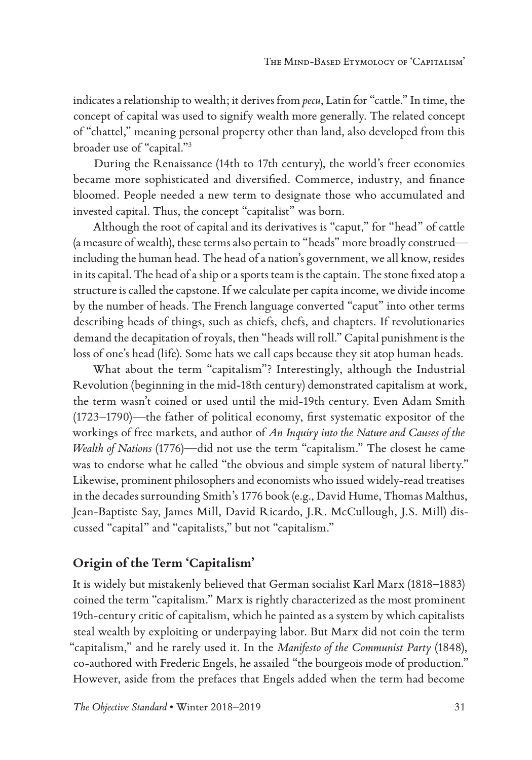indicates a relationship to wealth; it derives from *pecu*, Latin for "cattle." In time, the concept of capital was used to signify wealth more generally. The related concept of "chattel," meaning personal property other than land, also developed from this broader use of "capital."[3]

During the Renaissance (14th to 17th century), the world's freer economies became more sophisticated and diversified. Commerce, industry, and finance bloomed. People needed a new term to designate those who accumulated and invested capital. Thus, the concept "capitalist" was born.

Although the root of capital and its derivatives is "caput," for "head" of cattle (a measure of wealth), these terms also pertain to "heads" more broadly construed—including the human head. The head of a nation's government, we all know, resides in its capital. The head of a ship or a sports team is the captain. The stone fixed atop a structure is called the capstone. If we calculate per capita income, we divide income by the number of heads. The French language converted "caput" into other terms describing heads of things, such as chiefs, chefs, and chapters. If revolutionaries demand the decapitation of royals, then "heads will roll." Capital punishment is the loss of one's head (life). Some hats we call caps because they sit atop human heads.

What about the term "capitalism"? Interestingly, although the Industrial Revolution (beginning in the mid-18th century) demonstrated capitalism at work, the term wasn't coined or used until the mid-19th century. Even Adam Smith (1723–1790)—the father of political economy, first systematic expositor of the workings of free markets, and author of *An Inquiry into the Nature and Causes of the Wealth of Nations* (1776)—did not use the term "capitalism." The closest he came was to endorse what he called "the obvious and simple system of natural liberty." Likewise, prominent philosophers and economists who issued widely-read treatises in the decades surrounding Smith's 1776 book (e.g., David Hume, Thomas Malthus, Jean-Baptiste Say, James Mill, David Ricardo, J.R. McCullough, J.S. Mill) discussed "capital" and "capitalists," but not "capitalism."

## Origin of the Term 'Capitalism'

It is widely but mistakenly believed that German socialist Karl Marx (1818–1883) coined the term "capitalism." Marx is rightly characterized as the most prominent 19th-century critic of capitalism, which he painted as a system by which capitalists steal wealth by exploiting or underpaying labor. But Marx did not coin the term "capitalism," and he rarely used it. In the *Manifesto of the Communist Party* (1848), co-authored with Frederic Engels, he assailed "the bourgeois mode of production." However, aside from the prefaces that Engels added when the term had become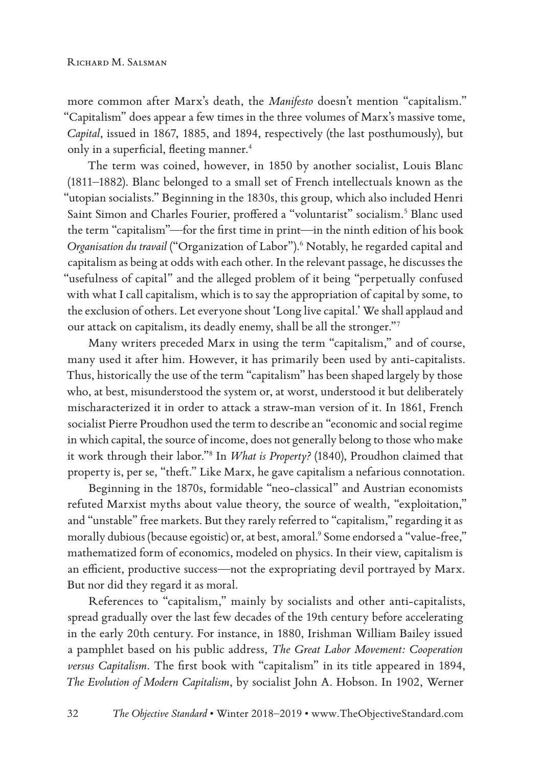more common after Marx's death, the *Manifesto* doesn't mention "capitalism." "Capitalism" does appear a few times in the three volumes of Marx's massive tome, *Capital*, issued in 1867, 1885, and 1894, respectively (the last posthumously), but only in a superficial, fleeting manner.[4]

The term was coined, however, in 1850 by another socialist, Louis Blanc (1811–1882). Blanc belonged to a small set of French intellectuals known as the "utopian socialists." Beginning in the 1830s, this group, which also included Henri Saint Simon and Charles Fourier, proffered a "voluntarist" socialism.[5] Blanc used the term "capitalism"—for the first time in print—in the ninth edition of his book *Organisation du travail* ("Organization of Labor").[6] Notably, he regarded capital and capitalism as being at odds with each other. In the relevant passage, he discusses the "usefulness of capital" and the alleged problem of it being "perpetually confused with what I call capitalism, which is to say the appropriation of capital by some, to the exclusion of others. Let everyone shout 'Long live capital.' We shall applaud and our attack on capitalism, its deadly enemy, shall be all the stronger."[7]

Many writers preceded Marx in using the term "capitalism," and of course, many used it after him. However, it has primarily been used by anti-capitalists. Thus, historically the use of the term "capitalism" has been shaped largely by those who, at best, misunderstood the system or, at worst, understood it but deliberately mischaracterized it in order to attack a straw-man version of it. In 1861, French socialist Pierre Proudhon used the term to describe an "economic and social regime in which capital, the source of income, does not generally belong to those who make it work through their labor."[8] In *What is Property?* (1840), Proudhon claimed that property is, per se, "theft." Like Marx, he gave capitalism a nefarious connotation.

Beginning in the 1870s, formidable "neo-classical" and Austrian economists refuted Marxist myths about value theory, the source of wealth, "exploitation," and "unstable" free markets. But they rarely referred to "capitalism," regarding it as morally dubious (because egoistic) or, at best, amoral.[9] Some endorsed a "value-free," mathematized form of economics, modeled on physics. In their view, capitalism is an efficient, productive success—not the expropriating devil portrayed by Marx. But nor did they regard it as moral.

References to "capitalism," mainly by socialists and other anti-capitalists, spread gradually over the last few decades of the 19th century before accelerating in the early 20th century. For instance, in 1880, Irishman William Bailey issued a pamphlet based on his public address, *The Great Labor Movement: Cooperation versus Capitalism*. The first book with "capitalism" in its title appeared in 1894, *The Evolution of Modern Capitalism*, by socialist John A. Hobson. In 1902, Werner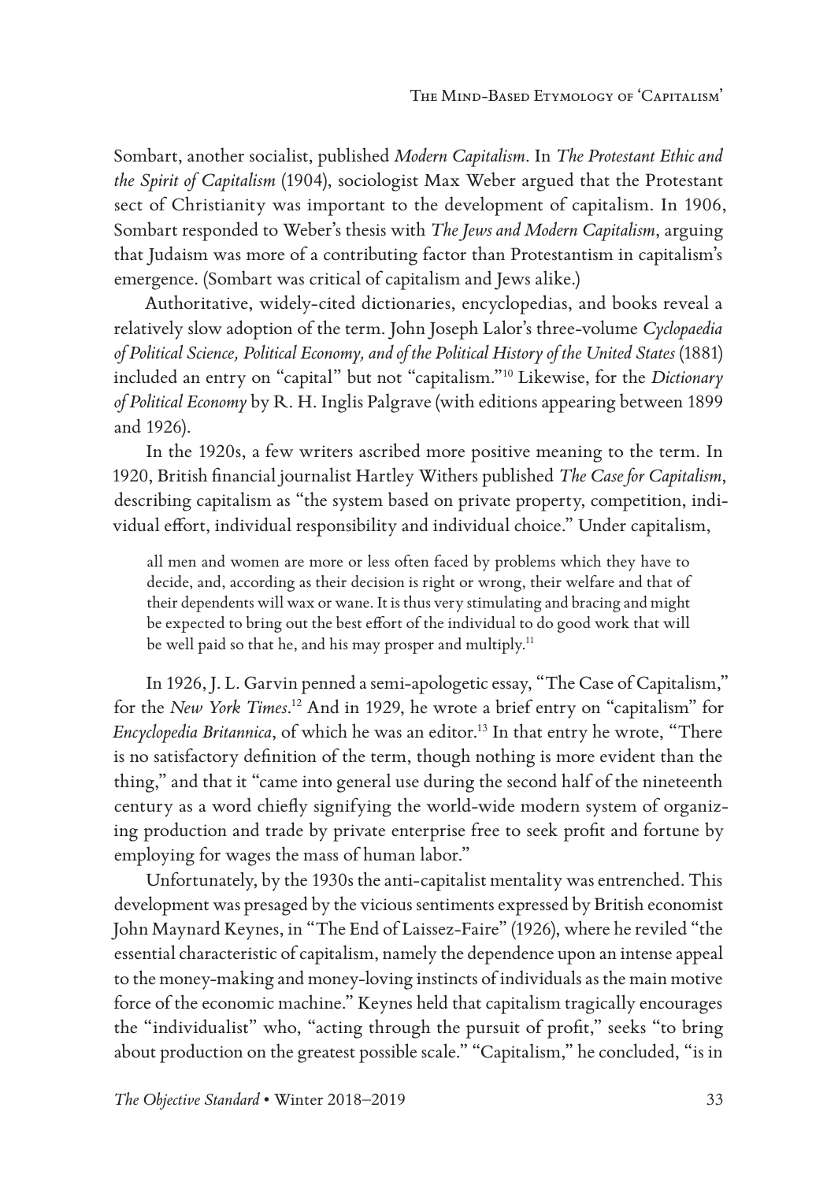Sombart, another socialist, published *Modern Capitalism*. In *The Protestant Ethic and the Spirit of Capitalism* (1904), sociologist Max Weber argued that the Protestant sect of Christianity was important to the development of capitalism. In 1906, Sombart responded to Weber's thesis with *The Jews and Modern Capitalism*, arguing that Judaism was more of a contributing factor than Protestantism in capitalism's emergence. (Sombart was critical of capitalism and Jews alike.)

Authoritative, widely-cited dictionaries, encyclopedias, and books reveal a relatively slow adoption of the term. John Joseph Lalor's three-volume *Cyclopaedia of Political Science, Political Economy, and of the Political History of the United States* (1881) included an entry on "capital" but not "capitalism."[10] Likewise, for the *Dictionary of Political Economy* by R. H. Inglis Palgrave (with editions appearing between 1899 and 1926).

In the 1920s, a few writers ascribed more positive meaning to the term. In 1920, British financial journalist Hartley Withers published *The Case for Capitalism*, describing capitalism as "the system based on private property, competition, individual effort, individual responsibility and individual choice." Under capitalism,

> all men and women are more or less often faced by problems which they have to decide, and, according as their decision is right or wrong, their welfare and that of their dependents will wax or wane. It is thus very stimulating and bracing and might be expected to bring out the best effort of the individual to do good work that will be well paid so that he, and his may prosper and multiply.[11]

In 1926, J. L. Garvin penned a semi-apologetic essay, "The Case of Capitalism," for the *New York Times*.[12] And in 1929, he wrote a brief entry on "capitalism" for *Encyclopedia Britannica*, of which he was an editor.[13] In that entry he wrote, "There is no satisfactory definition of the term, though nothing is more evident than the thing," and that it "came into general use during the second half of the nineteenth century as a word chiefly signifying the world-wide modern system of organizing production and trade by private enterprise free to seek profit and fortune by employing for wages the mass of human labor."

Unfortunately, by the 1930s the anti-capitalist mentality was entrenched. This development was presaged by the vicious sentiments expressed by British economist John Maynard Keynes, in "The End of Laissez-Faire" (1926), where he reviled "the essential characteristic of capitalism, namely the dependence upon an intense appeal to the money-making and money-loving instincts of individuals as the main motive force of the economic machine." Keynes held that capitalism tragically encourages the "individualist" who, "acting through the pursuit of profit," seeks "to bring about production on the greatest possible scale." "Capitalism," he concluded, "is in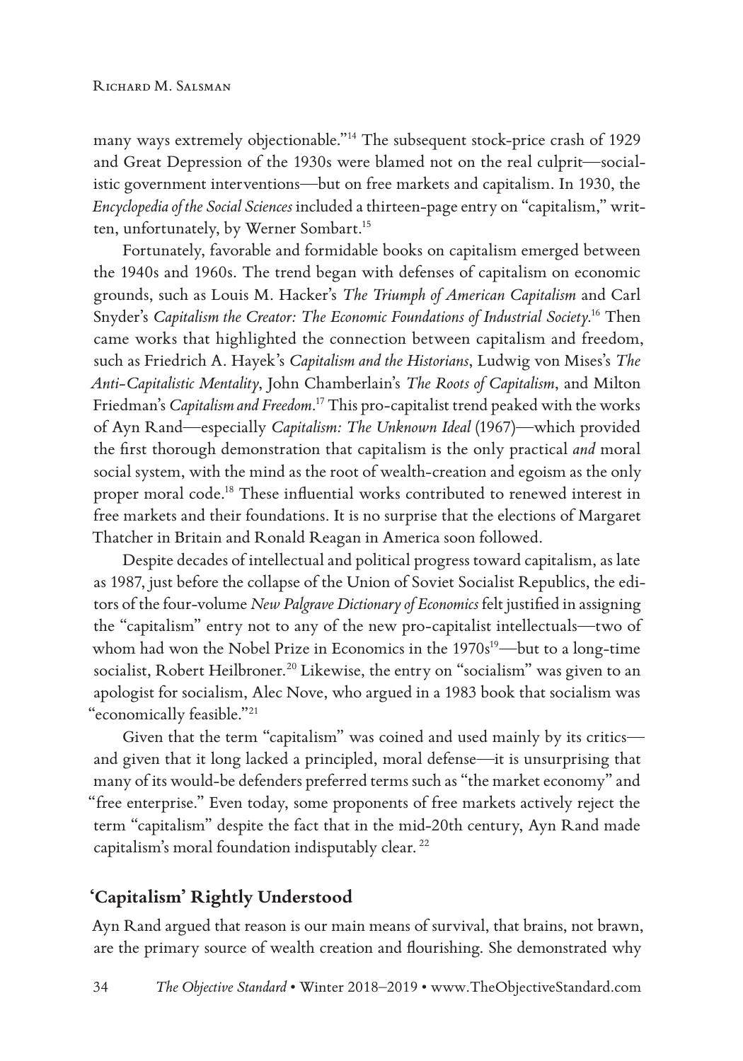many ways extremely objectionable."[14] The subsequent stock-price crash of 1929 and Great Depression of the 1930s were blamed not on the real culprit—socialistic government interventions—but on free markets and capitalism. In 1930, the *Encyclopedia of the Social Sciences* included a thirteen-page entry on "capitalism," written, unfortunately, by Werner Sombart.[15]

Fortunately, favorable and formidable books on capitalism emerged between the 1940s and 1960s. The trend began with defenses of capitalism on economic grounds, such as Louis M. Hacker's *The Triumph of American Capitalism* and Carl Snyder's *Capitalism the Creator: The Economic Foundations of Industrial Society*.[16] Then came works that highlighted the connection between capitalism and freedom, such as Friedrich A. Hayek's *Capitalism and the Historians*, Ludwig von Mises's *The Anti-Capitalistic Mentality*, John Chamberlain's *The Roots of Capitalism*, and Milton Friedman's *Capitalism and Freedom*.[17] This pro-capitalist trend peaked with the works of Ayn Rand—especially *Capitalism: The Unknown Ideal* (1967)—which provided the first thorough demonstration that capitalism is the only practical *and* moral social system, with the mind as the root of wealth-creation and egoism as the only proper moral code.[18] These influential works contributed to renewed interest in free markets and their foundations. It is no surprise that the elections of Margaret Thatcher in Britain and Ronald Reagan in America soon followed.

Despite decades of intellectual and political progress toward capitalism, as late as 1987, just before the collapse of the Union of Soviet Socialist Republics, the editors of the four-volume *New Palgrave Dictionary of Economics* felt justified in assigning the "capitalism" entry not to any of the new pro-capitalist intellectuals—two of whom had won the Nobel Prize in Economics in the 1970s[19]—but to a long-time socialist, Robert Heilbroner.[20] Likewise, the entry on "socialism" was given to an apologist for socialism, Alec Nove, who argued in a 1983 book that socialism was "economically feasible."[21]

Given that the term "capitalism" was coined and used mainly by its critics—and given that it long lacked a principled, moral defense—it is unsurprising that many of its would-be defenders preferred terms such as "the market economy" and "free enterprise." Even today, some proponents of free markets actively reject the term "capitalism" despite the fact that in the mid-20th century, Ayn Rand made capitalism's moral foundation indisputably clear.[22]

## 'Capitalism' Rightly Understood

Ayn Rand argued that reason is our main means of survival, that brains, not brawn, are the primary source of wealth creation and flourishing. She demonstrated why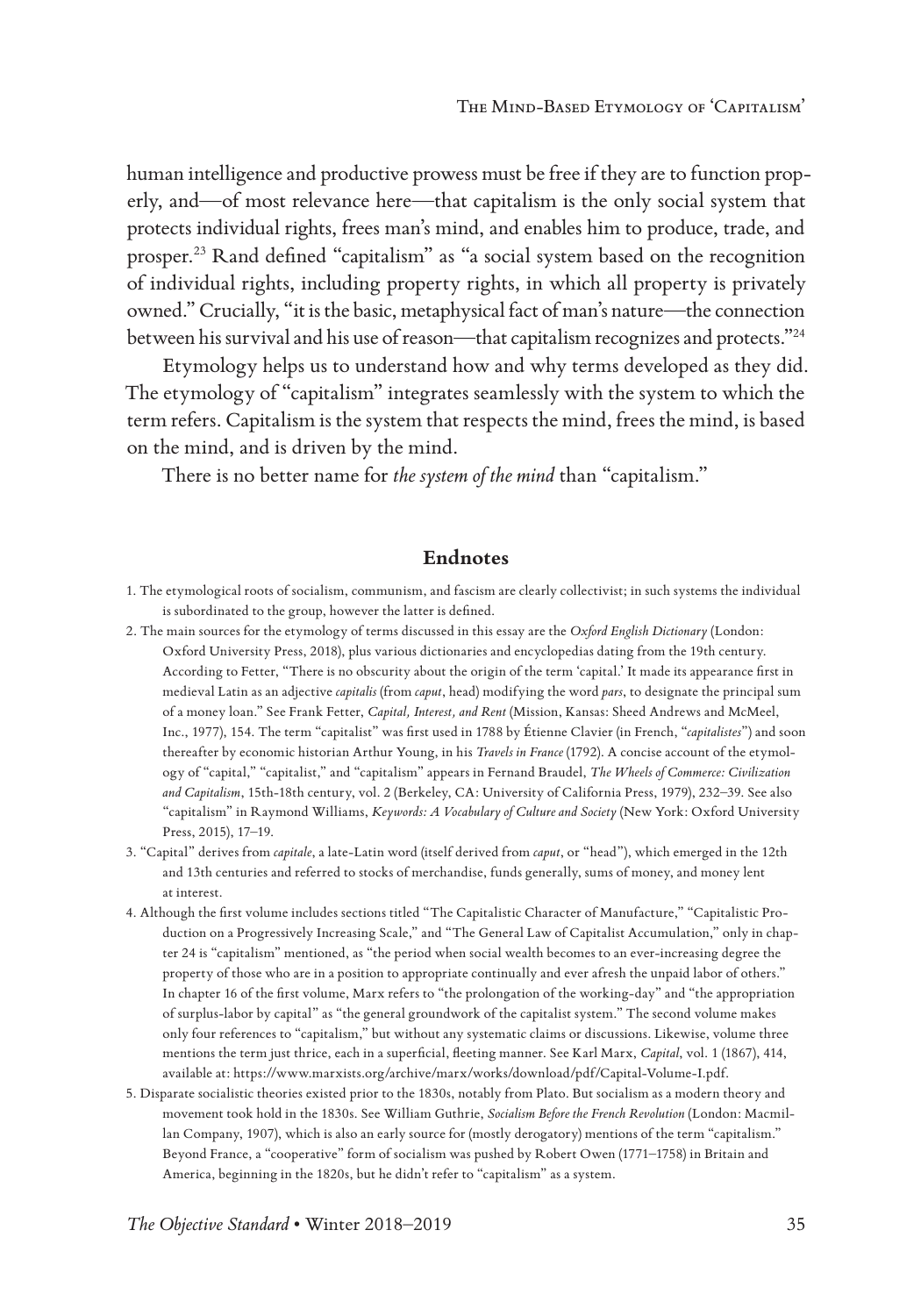human intelligence and productive prowess must be free if they are to function properly, and—of most relevance here—that capitalism is the only social system that protects individual rights, frees man's mind, and enables him to produce, trade, and prosper.[23] Rand defined "capitalism" as "a social system based on the recognition of individual rights, including property rights, in which all property is privately owned." Crucially, "it is the basic, metaphysical fact of man's nature—the connection between his survival and his use of reason—that capitalism recognizes and protects."[24]

Etymology helps us to understand how and why terms developed as they did. The etymology of "capitalism" integrates seamlessly with the system to which the term refers. Capitalism is the system that respects the mind, frees the mind, is based on the mind, and is driven by the mind.

There is no better name for *the system of the mind* than "capitalism."

## Endnotes

1. The etymological roots of socialism, communism, and fascism are clearly collectivist; in such systems the individual is subordinated to the group, however the latter is defined.
2. The main sources for the etymology of terms discussed in this essay are the *Oxford English Dictionary* (London: Oxford University Press, 2018), plus various dictionaries and encyclopedias dating from the 19th century. According to Fetter, "There is no obscurity about the origin of the term 'capital.' It made its appearance first in medieval Latin as an adjective *capitalis* (from *caput*, head) modifying the word *pars*, to designate the principal sum of a money loan." See Frank Fetter, *Capital, Interest, and Rent* (Mission, Kansas: Sheed Andrews and McMeel, Inc., 1977), 154. The term "capitalist" was first used in 1788 by Étienne Clavier (in French, "*capitalistes*") and soon thereafter by economic historian Arthur Young, in his *Travels in France* (1792). A concise account of the etymology of "capital," "capitalist," and "capitalism" appears in Fernand Braudel, *The Wheels of Commerce: Civilization and Capitalism*, 15th-18th century, vol. 2 (Berkeley, CA: University of California Press, 1979), 232–39. See also "capitalism" in Raymond Williams, *Keywords: A Vocabulary of Culture and Society* (New York: Oxford University Press, 2015), 17–19.
3. "Capital" derives from *capitale*, a late-Latin word (itself derived from *caput*, or "head"), which emerged in the 12th and 13th centuries and referred to stocks of merchandise, funds generally, sums of money, and money lent at interest.
4. Although the first volume includes sections titled "The Capitalistic Character of Manufacture," "Capitalistic Production on a Progressively Increasing Scale," and "The General Law of Capitalist Accumulation," only in chapter 24 is "capitalism" mentioned, as "the period when social wealth becomes to an ever-increasing degree the property of those who are in a position to appropriate continually and ever afresh the unpaid labor of others." In chapter 16 of the first volume, Marx refers to "the prolongation of the working-day" and "the appropriation of surplus-labor by capital" as "the general groundwork of the capitalist system." The second volume makes only four references to "capitalism," but without any systematic claims or discussions. Likewise, volume three mentions the term just thrice, each in a superficial, fleeting manner. See Karl Marx, *Capital*, vol. 1 (1867), 414, available at: https://www.marxists.org/archive/marx/works/download/pdf/Capital-Volume-I.pdf.
5. Disparate socialistic theories existed prior to the 1830s, notably from Plato. But socialism as a modern theory and movement took hold in the 1830s. See William Guthrie, *Socialism Before the French Revolution* (London: Macmillan Company, 1907), which is also an early source for (mostly derogatory) mentions of the term "capitalism." Beyond France, a "cooperative" form of socialism was pushed by Robert Owen (1771–1758) in Britain and America, beginning in the 1820s, but he didn't refer to "capitalism" as a system.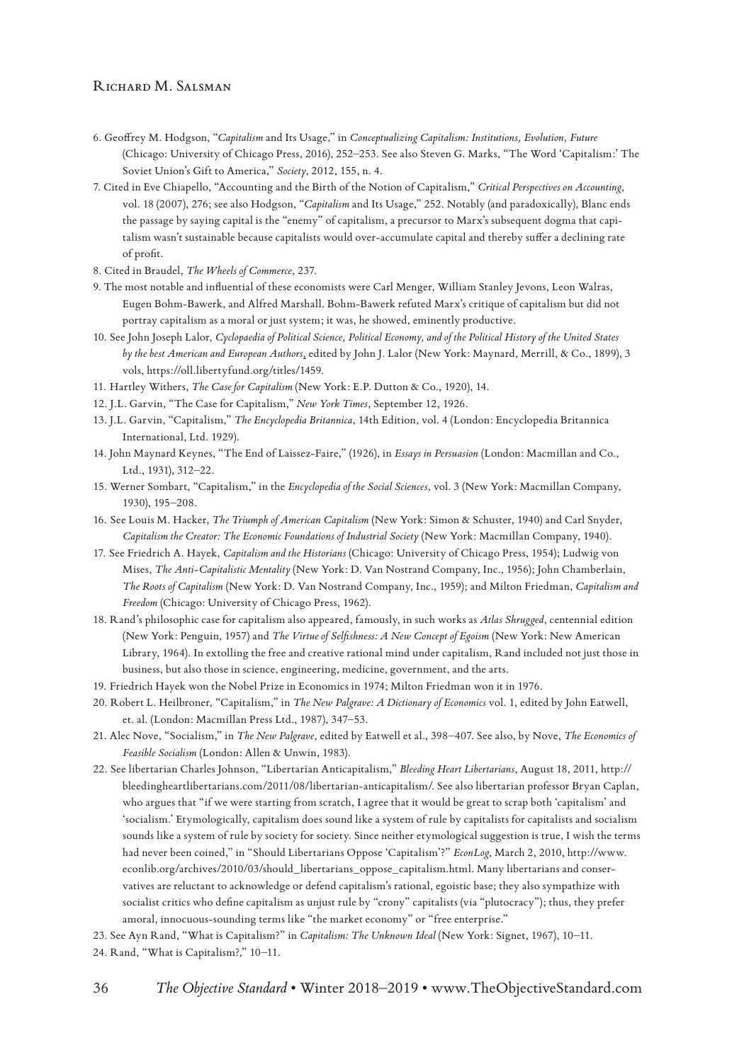6. Geoffrey M. Hodgson, "*Capitalism* and Its Usage," in *Conceptualizing Capitalism: Institutions, Evolution, Future* (Chicago: University of Chicago Press, 2016), 252–253. See also Steven G. Marks, "The Word 'Capitalism:' The Soviet Union's Gift to America," *Society*, 2012, 155, n. 4.
7. Cited in Eve Chiapello, "Accounting and the Birth of the Notion of Capitalism," *Critical Perspectives on Accounting*, vol. 18 (2007), 276; see also Hodgson, "*Capitalism* and Its Usage," 252. Notably (and paradoxically), Blanc ends the passage by saying capital is the "enemy" of capitalism, a precursor to Marx's subsequent dogma that capitalism wasn't sustainable because capitalists would over-accumulate capital and thereby suffer a declining rate of profit.
8. Cited in Braudel, *The Wheels of Commerce*, 237.
9. The most notable and influential of these economists were Carl Menger, William Stanley Jevons, Leon Walras, Eugen Bohm-Bawerk, and Alfred Marshall. Bohm-Bawerk refuted Marx's critique of capitalism but did not portray capitalism as a moral or just system; it was, he showed, eminently productive.
10. See John Joseph Lalor, *Cyclopaedia of Political Science, Political Economy, and of the Political History of the United States by the best American and European Authors*, edited by John J. Lalor (New York: Maynard, Merrill, & Co., 1899), 3 vols, https://oll.libertyfund.org/titles/1459.
11. Hartley Withers, *The Case for Capitalism* (New York: E.P. Dutton & Co., 1920), 14.
12. J.L. Garvin, "The Case for Capitalism," *New York Times*, September 12, 1926.
13. J.L. Garvin, "Capitalism," *The Encyclopedia Britannica*, 14th Edition, vol. 4 (London: Encyclopedia Britannica International, Ltd. 1929).
14. John Maynard Keynes, "The End of Laissez-Faire," (1926), in *Essays in Persuasion* (London: Macmillan and Co., Ltd., 1931), 312–22.
15. Werner Sombart, "Capitalism," in the *Encyclopedia of the Social Sciences*, vol. 3 (New York: Macmillan Company, 1930), 195–208.
16. See Louis M. Hacker, *The Triumph of American Capitalism* (New York: Simon & Schuster, 1940) and Carl Snyder, *Capitalism the Creator: The Economic Foundations of Industrial Society* (New York: Macmillan Company, 1940).
17. See Friedrich A. Hayek, *Capitalism and the Historians* (Chicago: University of Chicago Press, 1954); Ludwig von Mises, *The Anti-Capitalistic Mentality* (New York: D. Van Nostrand Company, Inc., 1956); John Chamberlain, *The Roots of Capitalism* (New York: D. Van Nostrand Company, Inc., 1959); and Milton Friedman, *Capitalism and Freedom* (Chicago: University of Chicago Press, 1962).
18. Rand's philosophic case for capitalism also appeared, famously, in such works as *Atlas Shrugged*, centennial edition (New York: Penguin, 1957) and *The Virtue of Selfishness: A New Concept of Egoism* (New York: New American Library, 1964). In extolling the free and creative rational mind under capitalism, Rand included not just those in business, but also those in science, engineering, medicine, government, and the arts.
19. Friedrich Hayek won the Nobel Prize in Economics in 1974; Milton Friedman won it in 1976.
20. Robert L. Heilbroner, "Capitalism," in *The New Palgrave: A Dictionary of Economics* vol. 1, edited by John Eatwell, et. al. (London: Macmillan Press Ltd., 1987), 347–53.
21. Alec Nove, "Socialism," in *The New Palgrave*, edited by Eatwell et al., 398–407. See also, by Nove, *The Economics of Feasible Socialism* (London: Allen & Unwin, 1983).
22. See libertarian Charles Johnson, "Libertarian Anticapitalism," *Bleeding Heart Libertarians*, August 18, 2011, http://bleedingheartlibertarians.com/2011/08/libertarian-anticapitalism/. See also libertarian professor Bryan Caplan, who argues that "if we were starting from scratch, I agree that it would be great to scrap both 'capitalism' and 'socialism.' Etymologically, capitalism does sound like a system of rule by capitalists for capitalists and socialism sounds like a system of rule by society for society. Since neither etymological suggestion is true, I wish the terms had never been coined," in "Should Libertarians Oppose 'Capitalism'?" *EconLog*, March 2, 2010, http://www.econlib.org/archives/2010/03/should_libertarians_oppose_capitalism.html. Many libertarians and conservatives are reluctant to acknowledge or defend capitalism's rational, egoistic base; they also sympathize with socialist critics who define capitalism as unjust rule by "crony" capitalists (via "plutocracy"); thus, they prefer amoral, innocuous-sounding terms like "the market economy" or "free enterprise."
23. See Ayn Rand, "What is Capitalism?" in *Capitalism: The Unknown Ideal* (New York: Signet, 1967), 10–11.
24. Rand, "What is Capitalism?," 10–11.